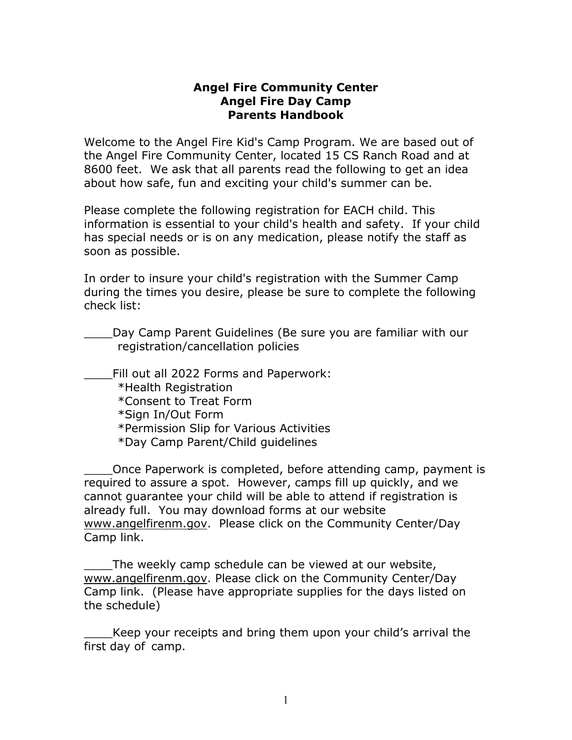**Angel Fire Community Center**
**Angel Fire Day Camp**
**Parents Handbook**

Welcome to the Angel Fire Kid's Camp Program. We are based out of the Angel Fire Community Center, located 15 CS Ranch Road and at 8600 feet. We ask that all parents read the following to get an idea about how safe, fun and exciting your child's summer can be.

Please complete the following registration for EACH child. This information is essential to your child's health and safety. If your child has special needs or is on any medication, please notify the staff as soon as possible.

In order to insure your child's registration with the Summer Camp during the times you desire, please be sure to complete the following check list:

____Day Camp Parent Guidelines (Be sure you are familiar with our registration/cancellation policies

____Fill out all 2022 Forms and Paperwork:
 *Health Registration
 *Consent to Treat Form
 *Sign In/Out Form
 *Permission Slip for Various Activities
 *Day Camp Parent/Child guidelines

____Once Paperwork is completed, before attending camp, payment is required to assure a spot. However, camps fill up quickly, and we cannot guarantee your child will be able to attend if registration is already full. You may download forms at our website www.angelfirenm.gov. Please click on the Community Center/Day Camp link.

____The weekly camp schedule can be viewed at our website, www.angelfirenm.gov. Please click on the Community Center/Day Camp link. (Please have appropriate supplies for the days listed on the schedule)

____Keep your receipts and bring them upon your child's arrival the first day of camp.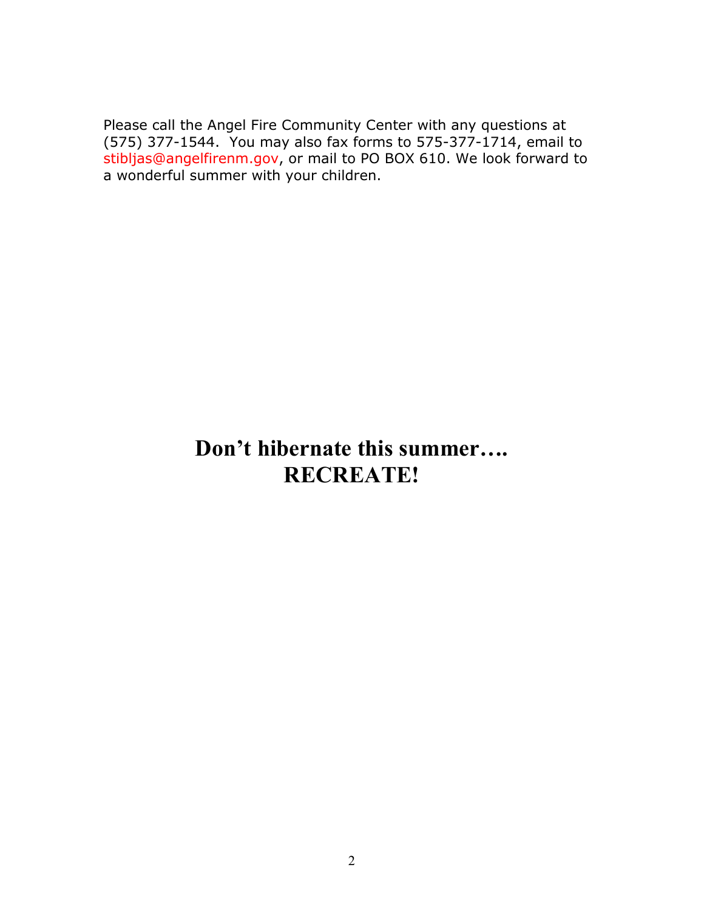Please call the Angel Fire Community Center with any questions at (575) 377-1544. You may also fax forms to 575-377-1714, email to stibljas@angelfirenm.gov, or mail to PO BOX 610. We look forward to a wonderful summer with your children.

## **Don't hibernate this summer…. RECREATE!**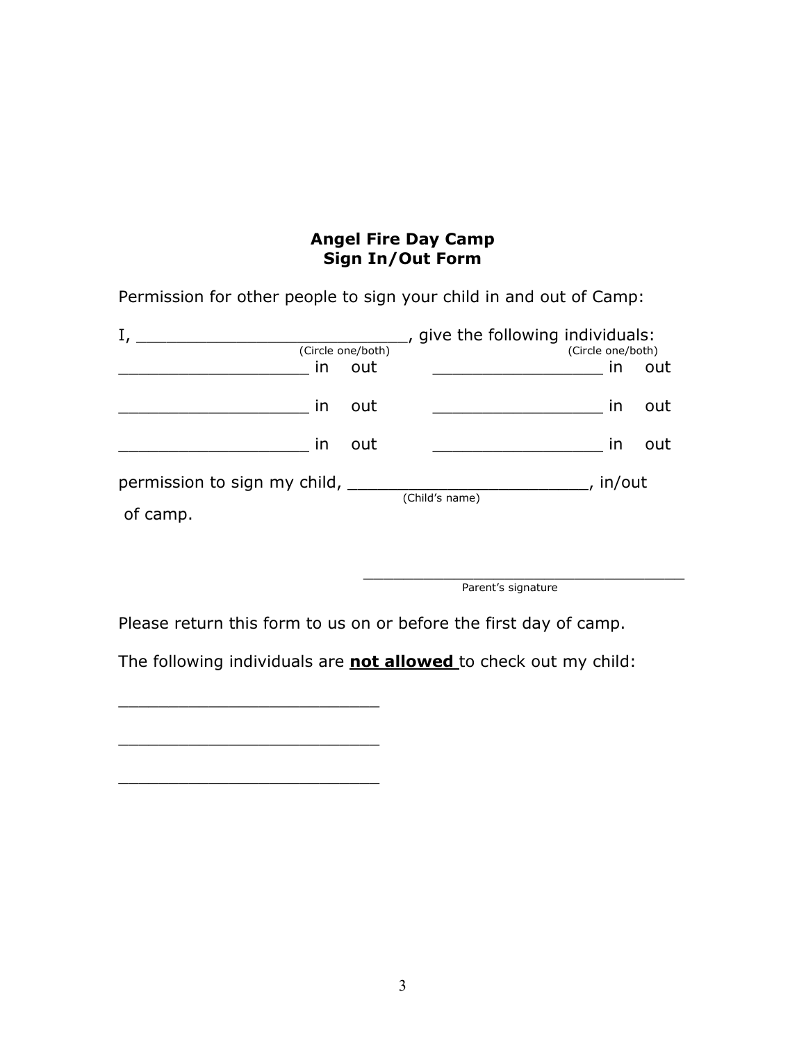**Angel Fire Day Camp**
**Sign In/Out Form**

Permission for other people to sign your child in and out of Camp:

I, ____________________________, give the following individuals:

| (Circle one/both) | | (Circle one/both) |
|---|---|---|
| ___________________ in out | | _________________ in out |
| ___________________ in out | | _________________ in out |
| ___________________ in out | | _________________ in out |

permission to sign my child, _________________________, in/out
(Child's name)
of camp.

_________________________________
Parent's signature

Please return this form to us on or before the first day of camp.

The following individuals are **<u>not allowed</u>** to check out my child:

__________________________

__________________________

__________________________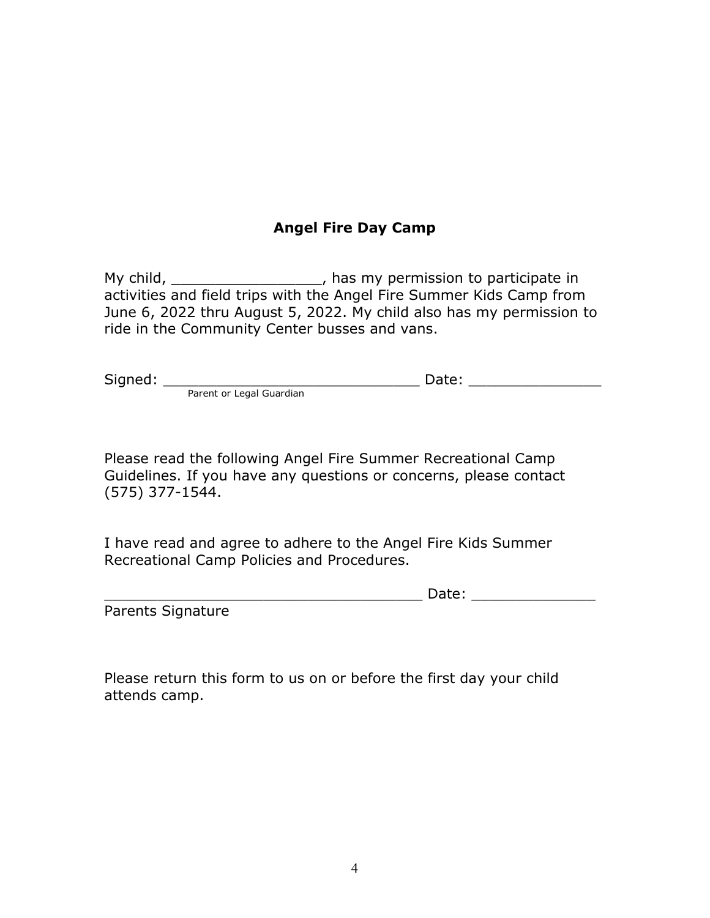## Angel Fire Day Camp

My child, _________________, has my permission to participate in activities and field trips with the Angel Fire Summer Kids Camp from June 6, 2022 thru August 5, 2022. My child also has my permission to ride in the Community Center busses and vans.

Signed: _____________________________ Date: _______________
Parent or Legal Guardian

Please read the following Angel Fire Summer Recreational Camp Guidelines. If you have any questions or concerns, please contact (575) 377-1544.

I have read and agree to adhere to the Angel Fire Kids Summer Recreational Camp Policies and Procedures.

____________________________________ Date: ______________
Parents Signature

Please return this form to us on or before the first day your child attends camp.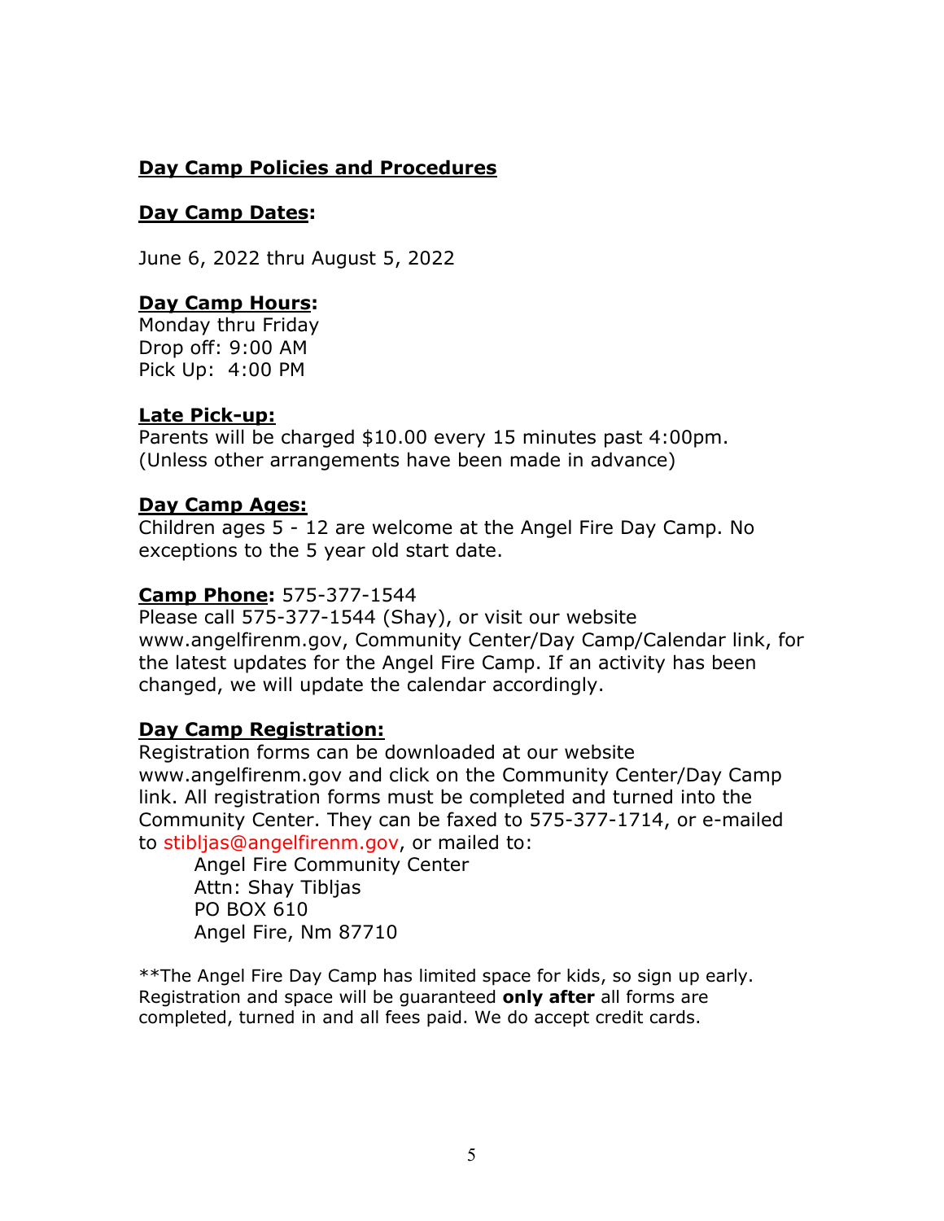## **Day Camp Policies and Procedures**

### **Day Camp Dates:**

June 6, 2022 thru August 5, 2022

### **Day Camp Hours:**

Monday thru Friday
Drop off: 9:00 AM
Pick Up: 4:00 PM

### **Late Pick-up:**

Parents will be charged $10.00 every 15 minutes past 4:00pm.
(Unless other arrangements have been made in advance)

### **Day Camp Ages:**

Children ages 5 - 12 are welcome at the Angel Fire Day Camp. No exceptions to the 5 year old start date.

### **Camp Phone:** 575-377-1544

Please call 575-377-1544 (Shay), or visit our website www.angelfirenm.gov, Community Center/Day Camp/Calendar link, for the latest updates for the Angel Fire Camp. If an activity has been changed, we will update the calendar accordingly.

### **Day Camp Registration:**

Registration forms can be downloaded at our website www.angelfirenm.gov and click on the Community Center/Day Camp link. All registration forms must be completed and turned into the Community Center. They can be faxed to 575-377-1714, or e-mailed to stibljas@angelfirenm.gov, or mailed to:

Angel Fire Community Center
Attn: Shay Tibljas
PO BOX 610
Angel Fire, Nm 87710

**The Angel Fire Day Camp has limited space for kids, so sign up early. Registration and space will be guaranteed **only after** all forms are completed, turned in and all fees paid. We do accept credit cards.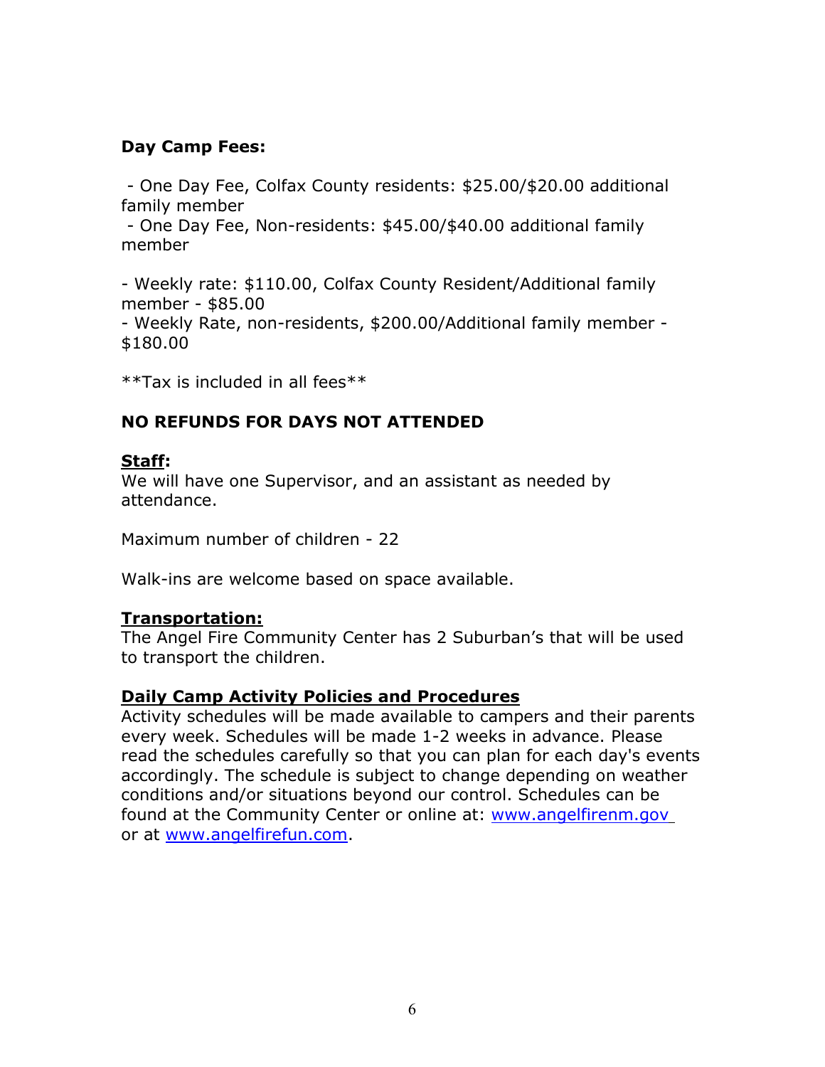**Day Camp Fees:**

- One Day Fee, Colfax County residents: $25.00/$20.00 additional family member
- One Day Fee, Non-residents: $45.00/$40.00 additional family member

- Weekly rate: $110.00, Colfax County Resident/Additional family member - $85.00
- Weekly Rate, non-residents, $200.00/Additional family member - $180.00

**Tax is included in all fees**

**NO REFUNDS FOR DAYS NOT ATTENDED**

**Staff:**
We will have one Supervisor, and an assistant as needed by attendance.

Maximum number of children - 22

Walk-ins are welcome based on space available.

**Transportation:**
The Angel Fire Community Center has 2 Suburban's that will be used to transport the children.

**Daily Camp Activity Policies and Procedures**
Activity schedules will be made available to campers and their parents every week. Schedules will be made 1-2 weeks in advance. Please read the schedules carefully so that you can plan for each day's events accordingly. The schedule is subject to change depending on weather conditions and/or situations beyond our control. Schedules can be found at the Community Center or online at: www.angelfirenm.gov or at www.angelfirefun.com.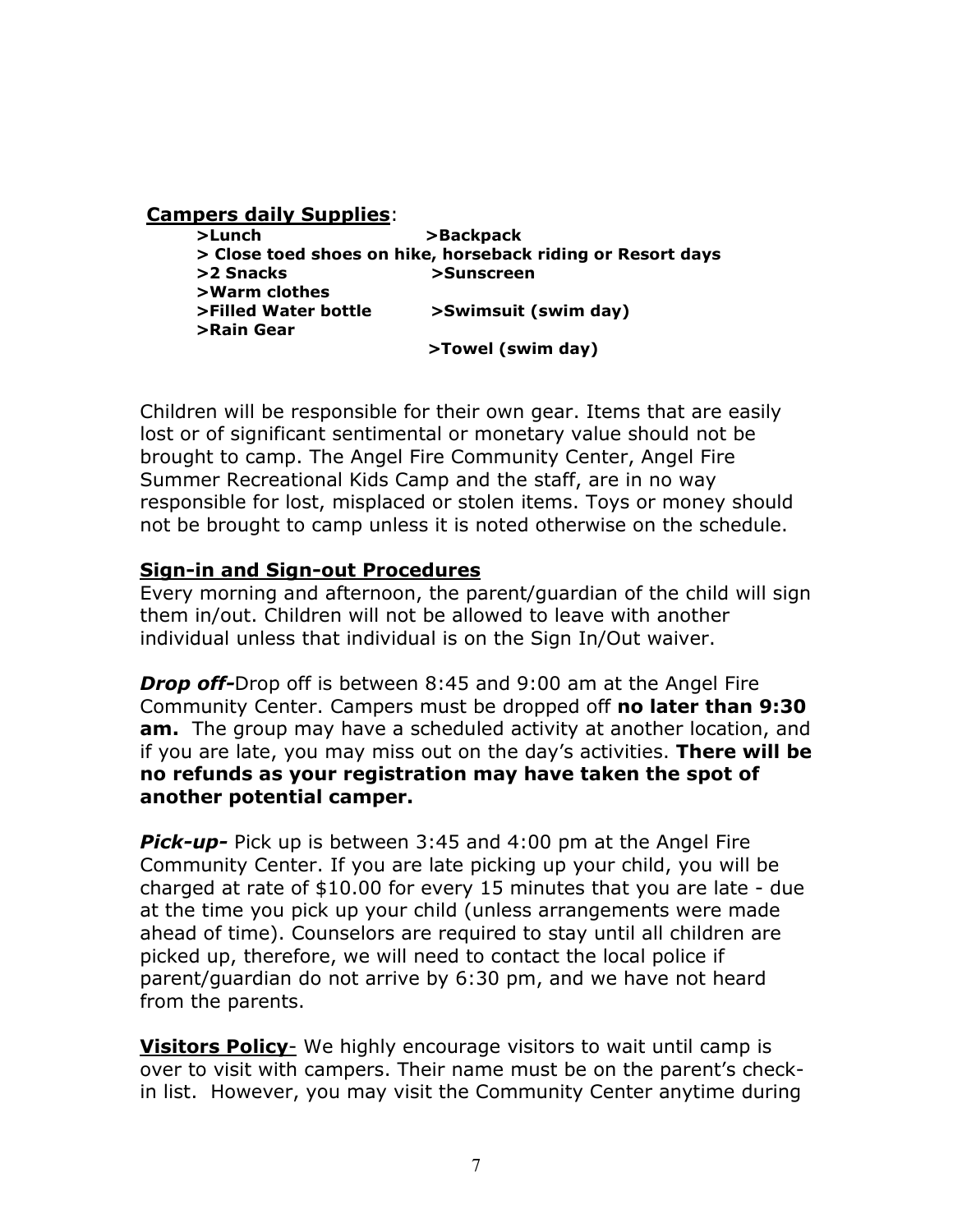**Campers daily Supplies**:

- **>Lunch**
- **>Backpack**
- **> Close toed shoes on hike, horseback riding or Resort days**
- **>2 Snacks**
- **>Sunscreen**
- **>Warm clothes**
- **>Filled Water bottle**
- **>Swimsuit (swim day)**
- **>Rain Gear**
- **>Towel (swim day)**

Children will be responsible for their own gear. Items that are easily lost or of significant sentimental or monetary value should not be brought to camp. The Angel Fire Community Center, Angel Fire Summer Recreational Kids Camp and the staff, are in no way responsible for lost, misplaced or stolen items. Toys or money should not be brought to camp unless it is noted otherwise on the schedule.

**Sign-in and Sign-out Procedures**

Every morning and afternoon, the parent/guardian of the child will sign them in/out. Children will not be allowed to leave with another individual unless that individual is on the Sign In/Out waiver.

***Drop off-***Drop off is between 8:45 and 9:00 am at the Angel Fire Community Center. Campers must be dropped off **no later than 9:30 am.** The group may have a scheduled activity at another location, and if you are late, you may miss out on the day's activities. **There will be no refunds as your registration may have taken the spot of another potential camper.**

***Pick-up-*** Pick up is between 3:45 and 4:00 pm at the Angel Fire Community Center. If you are late picking up your child, you will be charged at rate of $10.00 for every 15 minutes that you are late - due at the time you pick up your child (unless arrangements were made ahead of time). Counselors are required to stay until all children are picked up, therefore, we will need to contact the local police if parent/guardian do not arrive by 6:30 pm, and we have not heard from the parents.

**Visitors Policy**- We highly encourage visitors to wait until camp is over to visit with campers. Their name must be on the parent's check-in list. However, you may visit the Community Center anytime during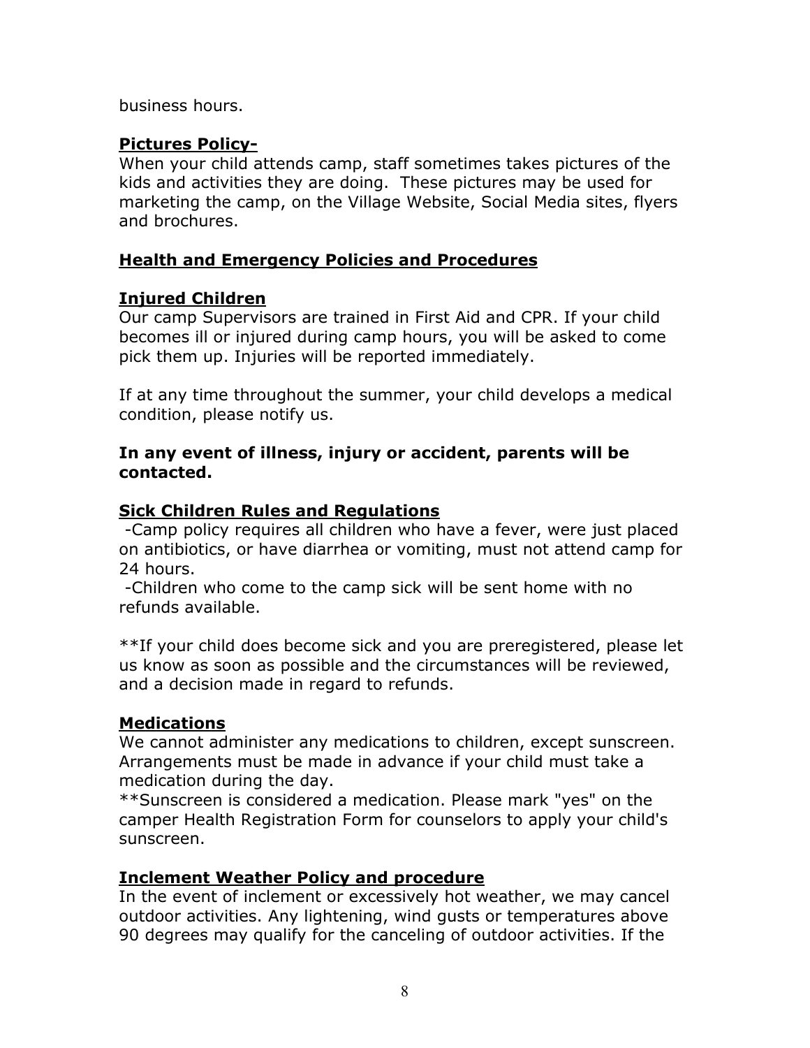business hours.

**Pictures Policy-**

When your child attends camp, staff sometimes takes pictures of the kids and activities they are doing. These pictures may be used for marketing the camp, on the Village Website, Social Media sites, flyers and brochures.

## Health and Emergency Policies and Procedures

### Injured Children

Our camp Supervisors are trained in First Aid and CPR. If your child becomes ill or injured during camp hours, you will be asked to come pick them up. Injuries will be reported immediately.

If at any time throughout the summer, your child develops a medical condition, please notify us.

**In any event of illness, injury or accident, parents will be contacted.**

### Sick Children Rules and Regulations

-Camp policy requires all children who have a fever, were just placed on antibiotics, or have diarrhea or vomiting, must not attend camp for 24 hours.

-Children who come to the camp sick will be sent home with no refunds available.

**If your child does become sick and you are preregistered, please let us know as soon as possible and the circumstances will be reviewed, and a decision made in regard to refunds.

### Medications

We cannot administer any medications to children, except sunscreen. Arrangements must be made in advance if your child must take a medication during the day.

**Sunscreen is considered a medication. Please mark "yes" on the camper Health Registration Form for counselors to apply your child's sunscreen.

### Inclement Weather Policy and procedure

In the event of inclement or excessively hot weather, we may cancel outdoor activities. Any lightening, wind gusts or temperatures above 90 degrees may qualify for the canceling of outdoor activities. If the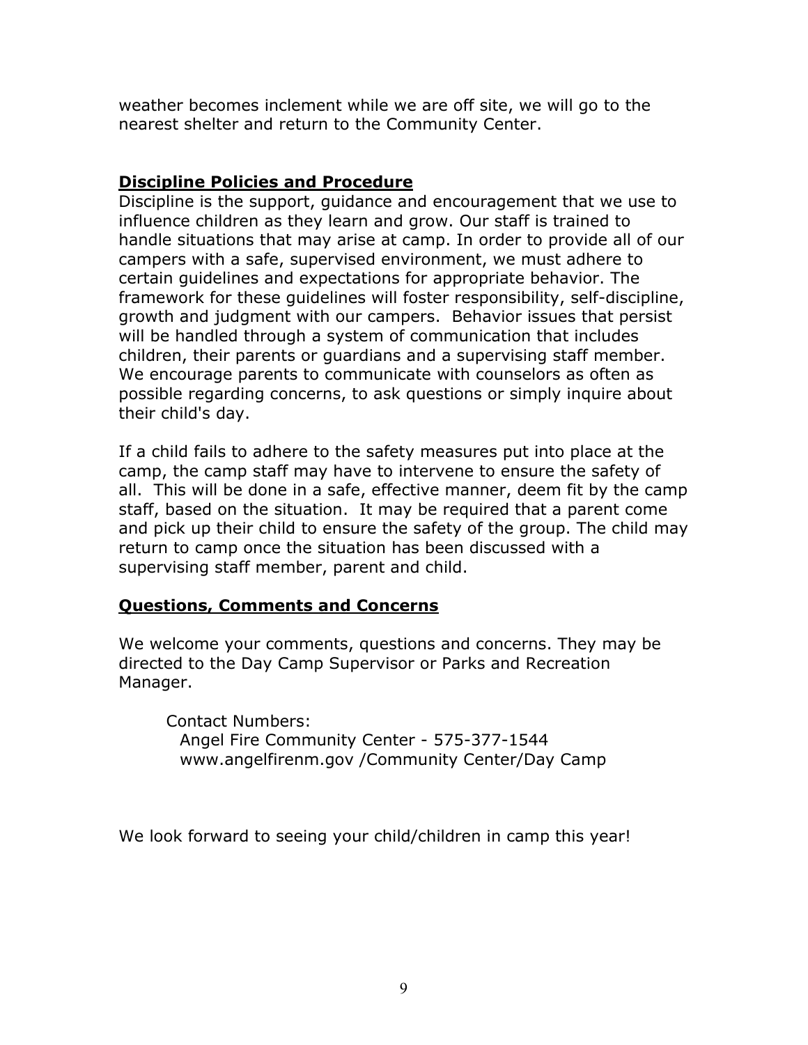weather becomes inclement while we are off site, we will go to the nearest shelter and return to the Community Center.

## **Discipline Policies and Procedure**

Discipline is the support, guidance and encouragement that we use to influence children as they learn and grow. Our staff is trained to handle situations that may arise at camp. In order to provide all of our campers with a safe, supervised environment, we must adhere to certain guidelines and expectations for appropriate behavior. The framework for these guidelines will foster responsibility, self-discipline, growth and judgment with our campers. Behavior issues that persist will be handled through a system of communication that includes children, their parents or guardians and a supervising staff member. We encourage parents to communicate with counselors as often as possible regarding concerns, to ask questions or simply inquire about their child's day.

If a child fails to adhere to the safety measures put into place at the camp, the camp staff may have to intervene to ensure the safety of all. This will be done in a safe, effective manner, deem fit by the camp staff, based on the situation. It may be required that a parent come and pick up their child to ensure the safety of the group. The child may return to camp once the situation has been discussed with a supervising staff member, parent and child.

## **Questions, Comments and Concerns**

We welcome your comments, questions and concerns. They may be directed to the Day Camp Supervisor or Parks and Recreation Manager.

Contact Numbers:
Angel Fire Community Center - 575-377-1544
www.angelfirenm.gov /Community Center/Day Camp

We look forward to seeing your child/children in camp this year!